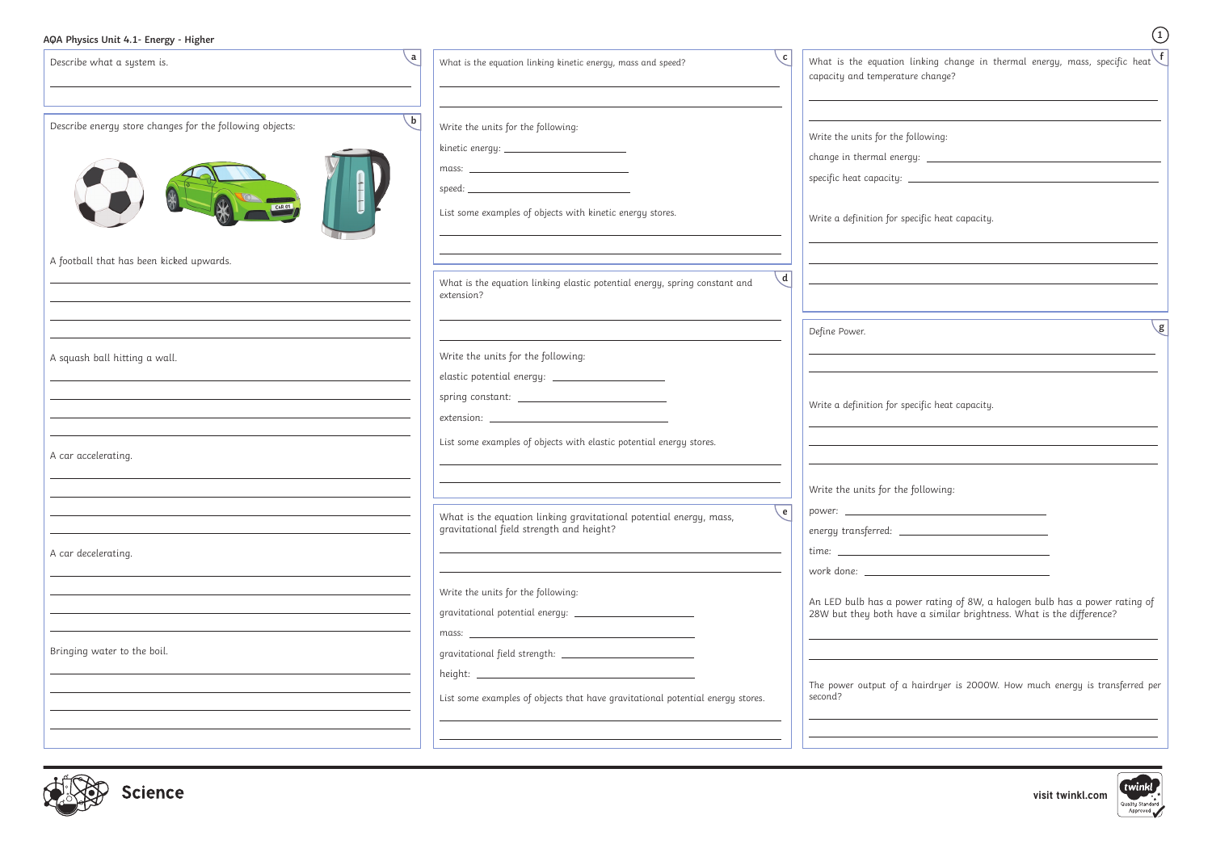# AQA Physics Unit 4.1- Energy - Higher

**a**

Describe what a system is.

**b**

Describe energy store changes for the following objects:

A football that has been kicked upwards.

A squash ball hitting a wall.

A car accelerating.

A car decelerating.

Bringing water to the boil.

**c**

What is the equation linking kinetic energy, mass and speed?

Write the units for the following:

kinetic energy:

mass:

speed:

List some examples of objects with kinetic energy stores.

**d**

What is the equation linking elastic potential energy, spring constant and extension?

Write the units for the following:

elastic potential energy:

spring constant:

extension:

List some examples of objects with elastic potential energy stores.

**e**

What is the equation linking gravitational potential energy, mass, gravitational field strength and height?

Write the units for the following:

gravitational potential energy:

mass:

gravitational field strength:

height:

List some examples of objects that have gravitational potential energy stores.

**f**

What is the equation linking change in thermal energy, mass, specific heat capacity and temperature change?

Write the units for the following:

change in thermal energy:

specific heat capacity:

Write a definition for specific heat capacity.

**g**

Define Power.

Write a definition for specific heat capacity.

Write the units for the following:

power:

energy transferred:

time:

work done:

An LED bulb has a power rating of 8W, a halogen bulb has a power rating of 28W but they both have a similar brightness. What is the difference?

The power output of a hairdryer is 2000W. How much energy is transferred per second?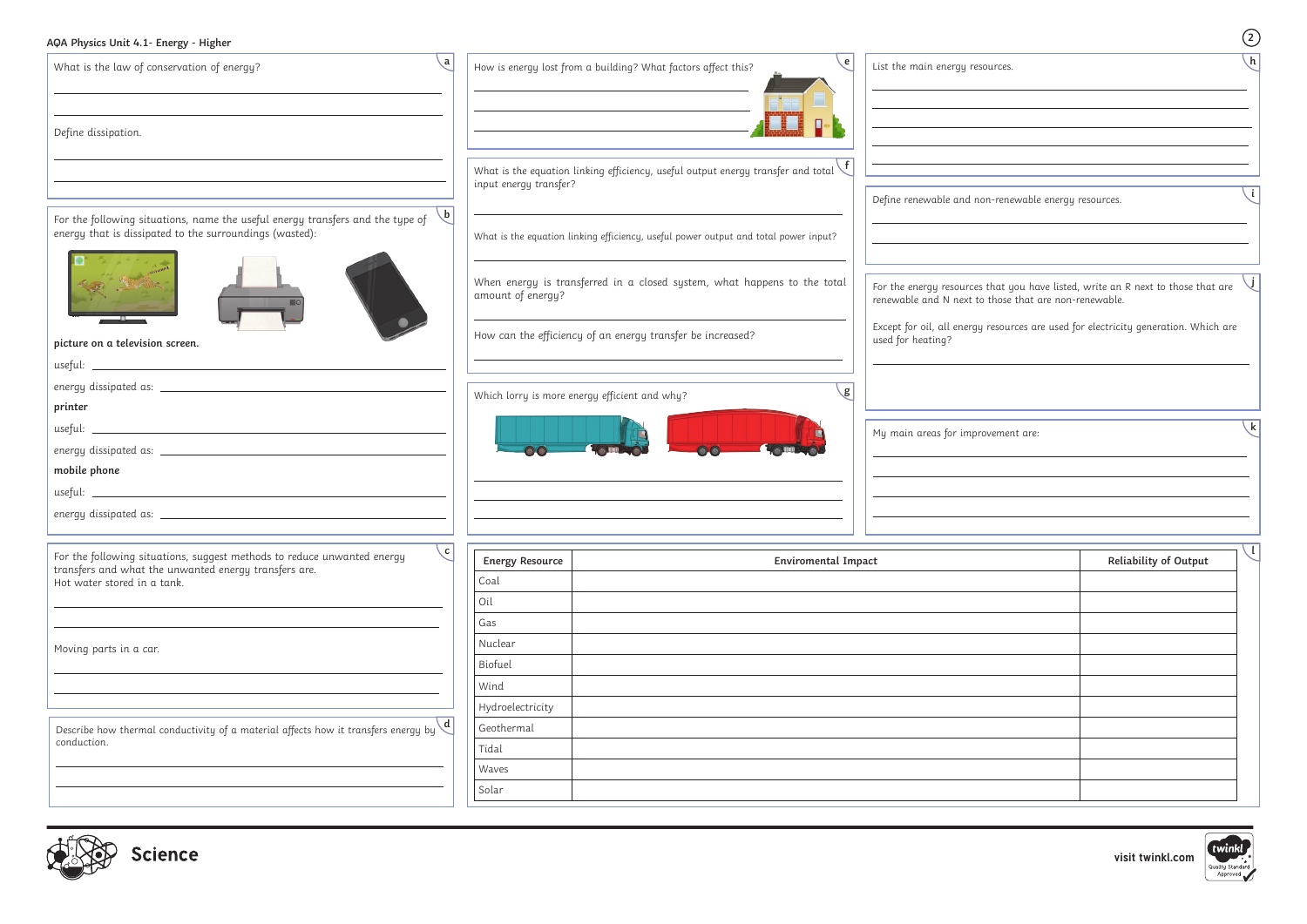AQA Physics Unit 4.1- Energy - Higher

**a**

What is the law of conservation of energy?

Define dissipation.

**b**

For the following situations, name the useful energy transfers and the type of energy that is dissipated to the surroundings (wasted):

**picture on a television screen.**

useful:

energy dissipated as:

**printer**

useful:

energy dissipated as:

**mobile phone**

useful:

energy dissipated as:

**c**

For the following situations, suggest methods to reduce unwanted energy transfers and what the unwanted energy transfers are.
Hot water stored in a tank.

Moving parts in a car.

**d**

Describe how thermal conductivity of a material affects how it transfers energy by conduction.

**e**

How is energy lost from a building? What factors affect this?

**f**

What is the equation linking efficiency, useful output energy transfer and total input energy transfer?

What is the equation linking efficiency, useful power output and total power input?

When energy is transferred in a closed system, what happens to the total amount of energy?

How can the efficiency of an energy transfer be increased?

**g**

Which lorry is more energy efficient and why?

**h**

List the main energy resources.

**i**

Define renewable and non-renewable energy resources.

**j**

For the energy resources that you have listed, write an R next to those that are renewable and N next to those that are non-renewable.

Except for oil, all energy resources are used for electricity generation. Which are used for heating?

**k**

My main areas for improvement are:

**l**

| Energy Resource | Enviromental Impact | Reliability of Output |
|---|---|---|
| Coal | | |
| Oil | | |
| Gas | | |
| Nuclear | | |
| Biofuel | | |
| Wind | | |
| Hydroelectricity | | |
| Geothermal | | |
| Tidal | | |
| Waves | | |
| Solar | | |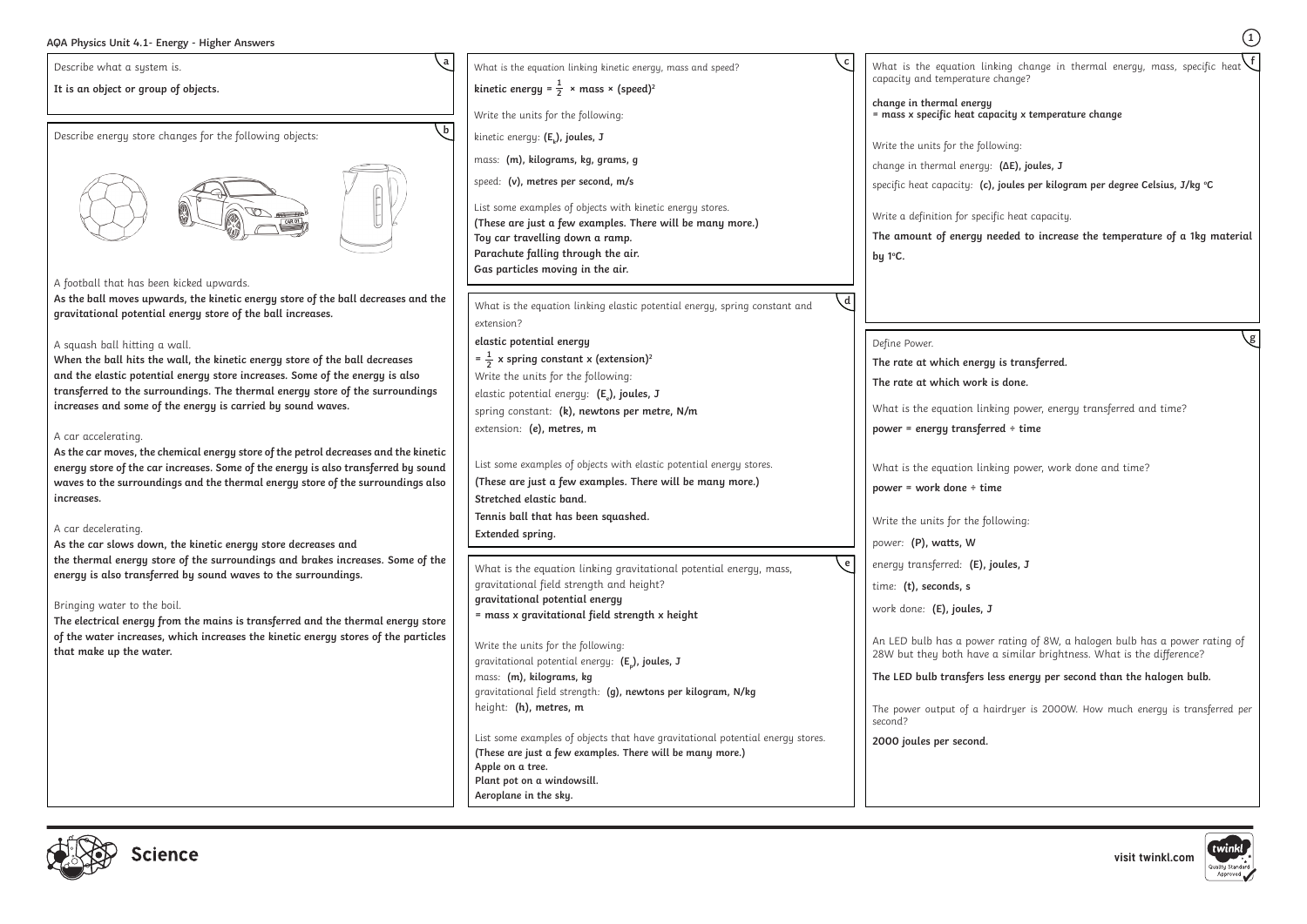# AQA Physics Unit 4.1- Energy - Higher Answers

**a**

Describe what a system is.

**It is an object or group of objects.**

**b**

Describe energy store changes for the following objects:

A football that has been kicked upwards.

**As the ball moves upwards, the kinetic energy store of the ball decreases and the gravitational potential energy store of the ball increases.**

A squash ball hitting a wall.

**When the ball hits the wall, the kinetic energy store of the ball decreases and the elastic potential energy store increases. Some of the energy is also transferred to the surroundings. The thermal energy store of the surroundings increases and some of the energy is carried by sound waves.**

A car accelerating.

**As the car moves, the chemical energy store of the petrol decreases and the kinetic energy store of the car increases. Some of the energy is also transferred by sound waves to the surroundings and the thermal energy store of the surroundings also increases.**

A car decelerating.

**As the car slows down, the kinetic energy store decreases and the thermal energy store of the surroundings and brakes increases. Some of the energy is also transferred by sound waves to the surroundings.**

Bringing water to the boil.

**The electrical energy from the mains is transferred and the thermal energy store of the water increases, which increases the kinetic energy stores of the particles that make up the water.**

**c**

What is the equation linking kinetic energy, mass and speed?

**kinetic energy = $\frac{1}{2}$ × mass × (speed)$^2$**

Write the units for the following:

kinetic energy: **($E_k$), joules, J**

mass: **(m), kilograms, kg, grams, g**

speed: **(v), metres per second, m/s**

List some examples of objects with kinetic energy stores.

**(These are just a few examples. There will be many more.)**
**Toy car travelling down a ramp.**
**Parachute falling through the air.**
**Gas particles moving in the air.**

**d**

What is the equation linking elastic potential energy, spring constant and extension?

**elastic potential energy = $\frac{1}{2}$ x spring constant x (extension)$^2$**

Write the units for the following:

elastic potential energy: **($E_e$), joules, J**

spring constant: **(k), newtons per metre, N/m**

extension: **(e), metres, m**

List some examples of objects with elastic potential energy stores.

**(These are just a few examples. There will be many more.)**
**Stretched elastic band.**
**Tennis ball that has been squashed.**
**Extended spring.**

**e**

What is the equation linking gravitational potential energy, mass, gravitational field strength and height?

**gravitational potential energy = mass x gravitational field strength x height**

Write the units for the following:

gravitational potential energy: **($E_p$), joules, J**

mass: **(m), kilograms, kg**

gravitational field strength: **(g), newtons per kilogram, N/kg**

height: **(h), metres, m**

List some examples of objects that have gravitational potential energy stores.

**(These are just a few examples. There will be many more.)**
**Apple on a tree.**
**Plant pot on a windowsill.**
**Aeroplane in the sky.**

**f**

What is the equation linking change in thermal energy, mass, specific heat capacity and temperature change?

**change in thermal energy = mass x specific heat capacity x temperature change**

Write the units for the following:

change in thermal energy: **(ΔE), joules, J**

specific heat capacity: **(c), joules per kilogram per degree Celsius, J/kg °C**

Write a definition for specific heat capacity.

**The amount of energy needed to increase the temperature of a 1kg material by 1°C.**

**g**

Define Power.

**The rate at which energy is transferred.**

**The rate at which work is done.**

What is the equation linking power, energy transferred and time?

**power = energy transferred ÷ time**

What is the equation linking power, work done and time?

**power = work done ÷ time**

Write the units for the following:

power: **(P), watts, W**

energy transferred: **(E), joules, J**

time: **(t), seconds, s**

work done: **(E), joules, J**

An LED bulb has a power rating of 8W, a halogen bulb has a power rating of 28W but they both have a similar brightness. What is the difference?

**The LED bulb transfers less energy per second than the halogen bulb.**

The power output of a hairdryer is 2000W. How much energy is transferred per second?

**2000 joules per second.**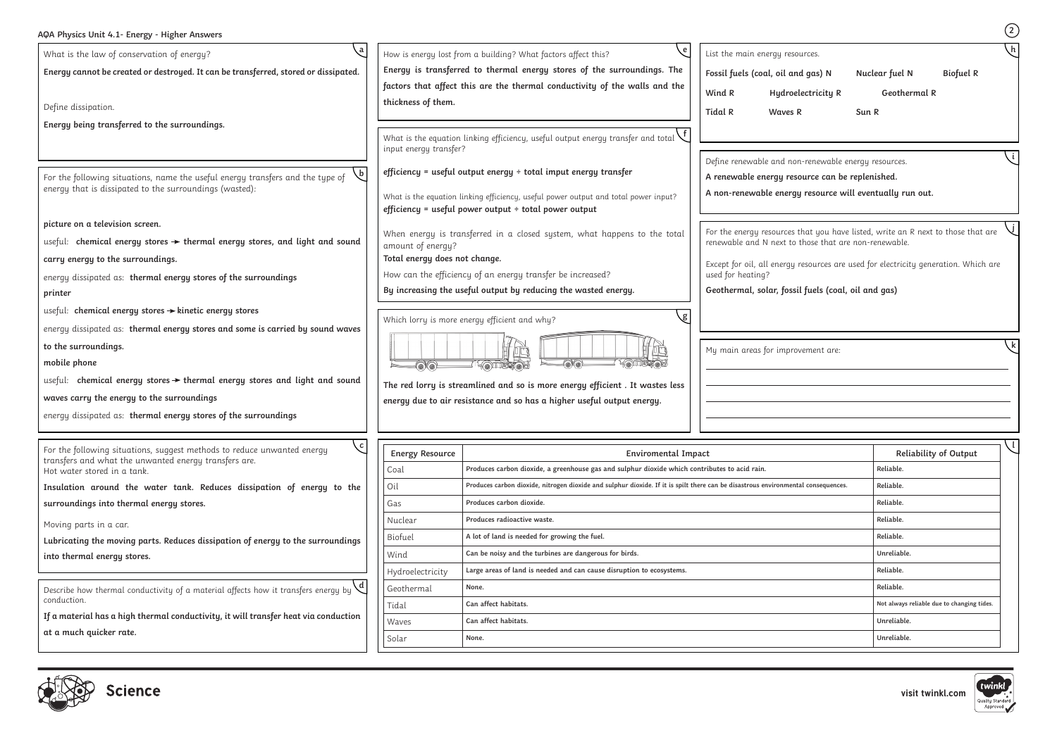# AQA Physics Unit 4.1- Energy - Higher Answers

**a**

What is the law of conservation of energy?

**Energy cannot be created or destroyed. It can be transferred, stored or dissipated.**

Define dissipation.

**Energy being transferred to the surroundings.**

**b**

For the following situations, name the useful energy transfers and the type of energy that is dissipated to the surroundings (wasted):

**picture on a television screen.**

useful: **chemical energy stores → thermal energy stores, and light and sound carry energy to the surroundings.**

energy dissipated as: **thermal energy stores of the surroundings**

**printer**

useful: **chemical energy stores → kinetic energy stores**

energy dissipated as: **thermal energy stores and some is carried by sound waves to the surroundings.**

**mobile phone**

useful: **chemical energy stores → thermal energy stores and light and sound waves carry the energy to the surroundings**

energy dissipated as: **thermal energy stores of the surroundings**

**c**

For the following situations, suggest methods to reduce unwanted energy transfers and what the unwanted energy transfers are.

Hot water stored in a tank.

**Insulation around the water tank. Reduces dissipation of energy to the surroundings into thermal energy stores.**

Moving parts in a car.

**Lubricating the moving parts. Reduces dissipation of energy to the surroundings into thermal energy stores.**

**d**

Describe how thermal conductivity of a material affects how it transfers energy by conduction.

**If a material has a high thermal conductivity, it will transfer heat via conduction at a much quicker rate.**

**e**

How is energy lost from a building? What factors affect this?

**Energy is transferred to thermal energy stores of the surroundings. The factors that affect this are the thermal conductivity of the walls and the thickness of them.**

**f**

What is the equation linking efficiency, useful output energy transfer and total input energy transfer?

**efficiency = useful output energy ÷ total imput energy transfer**

What is the equation linking efficiency, useful power output and total power input?

**efficiency = useful power output ÷ total power output**

When energy is transferred in a closed system, what happens to the total amount of energy?

**Total energy does not change.**

How can the efficiency of an energy transfer be increased?

**By increasing the useful output by reducing the wasted energy.**

**g**

Which lorry is more energy efficient and why?

**The red lorry is streamlined and so is more energy efficient . It wastes less energy due to air resistance and so has a higher useful output energy.**

**h**

List the main energy resources.

**Fossil fuels (coal, oil and gas) N** — **Nuclear fuel N** — **Biofuel R**

**Wind R** — **Hydroelectricity R** — **Geothermal R**

**Tidal R** — **Waves R** — **Sun R**

**i**

Define renewable and non-renewable energy resources.

**A renewable energy resource can be replenished.**

**A non-renewable energy resource will eventually run out.**

**j**

For the energy resources that you have listed, write an R next to those that are renewable and N next to those that are non-renewable.

Except for oil, all energy resources are used for electricity generation. Which are used for heating?

**Geothermal, solar, fossil fuels (coal, oil and gas)**

**k**

My main areas for improvement are:

**l**

| Energy Resource | Enviromental Impact | Reliability of Output |
|---|---|---|
| Coal | **Produces carbon dioxide, a greenhouse gas and sulphur dioxide which contributes to acid rain.** | **Reliable.** |
| Oil | **Produces carbon dioxide, nitrogen dioxide and sulphur dioxide. If it is spilt there can be disastrous environmental consequences.** | **Reliable.** |
| Gas | **Produces carbon dioxide.** | **Reliable.** |
| Nuclear | **Produces radioactive waste.** | **Reliable.** |
| Biofuel | **A lot of land is needed for growing the fuel.** | **Reliable.** |
| Wind | **Can be noisy and the turbines are dangerous for birds.** | **Unreliable.** |
| Hydroelectricity | **Large areas of land is needed and can cause disruption to ecosystems.** | **Reliable.** |
| Geothermal | **None.** | **Reliable.** |
| Tidal | **Can affect habitats.** | **Not always reliable due to changing tides.** |
| Waves | **Can affect habitats.** | **Unreliable.** |
| Solar | **None.** | **Unreliable.** |